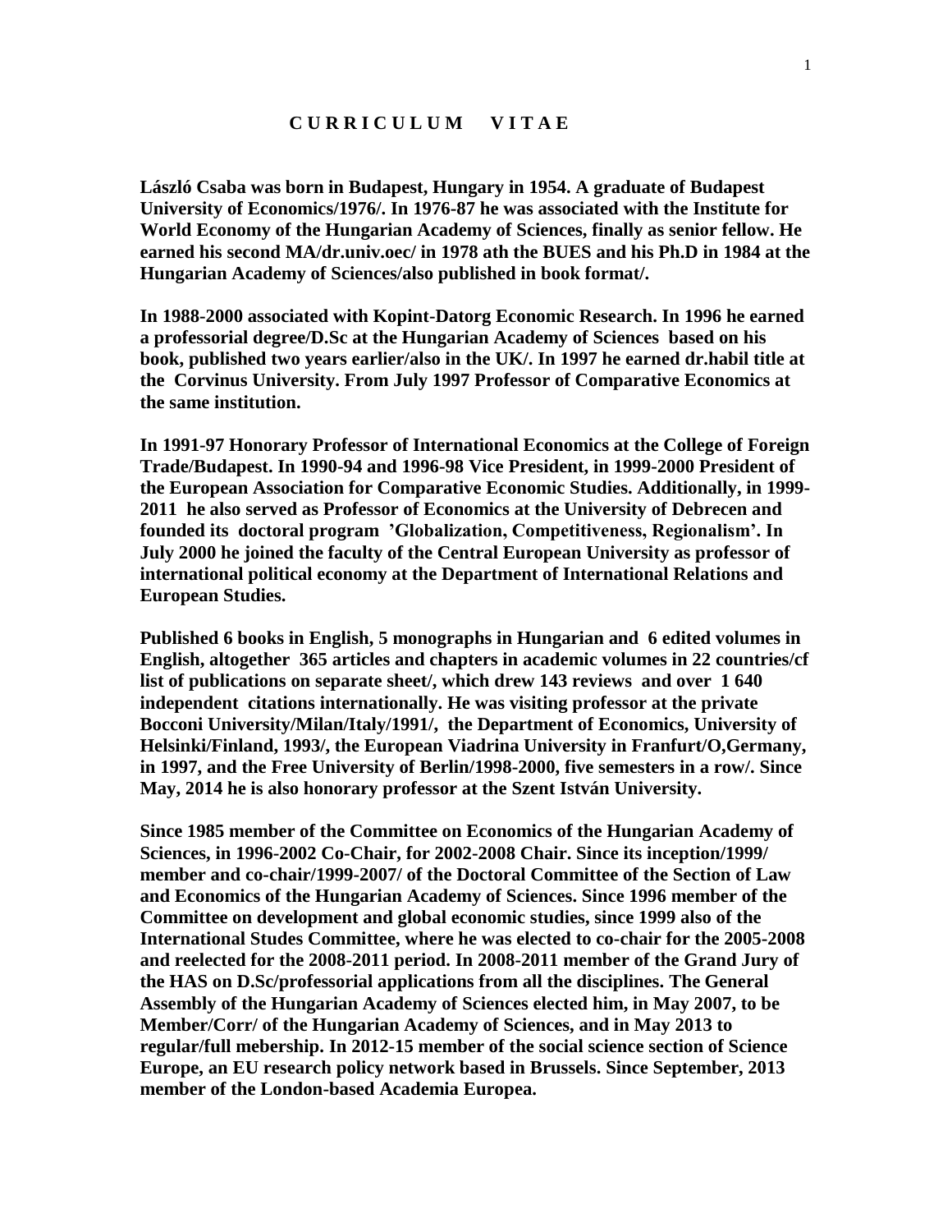# C U R R I C U L U M    V I T A E

**László Csaba was born in Budapest, Hungary in 1954. A graduate of Budapest University of Economics/1976/. In 1976-87 he was associated with the Institute for World Economy of the Hungarian Academy of Sciences, finally as senior fellow. He earned his second MA/dr.univ.oec/ in 1978 ath the BUES and his Ph.D in 1984 at the Hungarian Academy of Sciences/also published in book format/.**

**In 1988-2000 associated with Kopint-Datorg Economic Research. In 1996 he earned a professorial degree/D.Sc at the Hungarian Academy of Sciences based on his book, published two years earlier/also in the UK/. In 1997 he earned dr.habil title at the Corvinus University. From July 1997 Professor of Comparative Economics at the same institution.**

**In 1991-97 Honorary Professor of International Economics at the College of Foreign Trade/Budapest. In 1990-94 and 1996-98 Vice President, in 1999-2000 President of the European Association for Comparative Economic Studies. Additionally, in 1999-2011 he also served as Professor of Economics at the University of Debrecen and founded its doctoral program 'Globalization, Competitiveness, Regionalism'. In July 2000 he joined the faculty of the Central European University as professor of international political economy at the Department of International Relations and European Studies.**

**Published 6 books in English, 5 monographs in Hungarian and 6 edited volumes in English, altogether 365 articles and chapters in academic volumes in 22 countries/cf list of publications on separate sheet/, which drew 143 reviews and over 1 640 independent citations internationally. He was visiting professor at the private Bocconi University/Milan/Italy/1991/, the Department of Economics, University of Helsinki/Finland, 1993/, the European Viadrina University in Franfurt/O,Germany, in 1997, and the Free University of Berlin/1998-2000, five semesters in a row/. Since May, 2014 he is also honorary professor at the Szent István University.**

**Since 1985 member of the Committee on Economics of the Hungarian Academy of Sciences, in 1996-2002 Co-Chair, for 2002-2008 Chair. Since its inception/1999/ member and co-chair/1999-2007/ of the Doctoral Committee of the Section of Law and Economics of the Hungarian Academy of Sciences. Since 1996 member of the Committee on development and global economic studies, since 1999 also of the International Studes Committee, where he was elected to co-chair for the 2005-2008 and reelected for the 2008-2011 period. In 2008-2011 member of the Grand Jury of the HAS on D.Sc/professorial applications from all the disciplines. The General Assembly of the Hungarian Academy of Sciences elected him, in May 2007, to be Member/Corr/ of the Hungarian Academy of Sciences, and in May 2013 to regular/full mebership. In 2012-15 member of the social science section of Science Europe, an EU research policy network based in Brussels. Since September, 2013 member of the London-based Academia Europea.**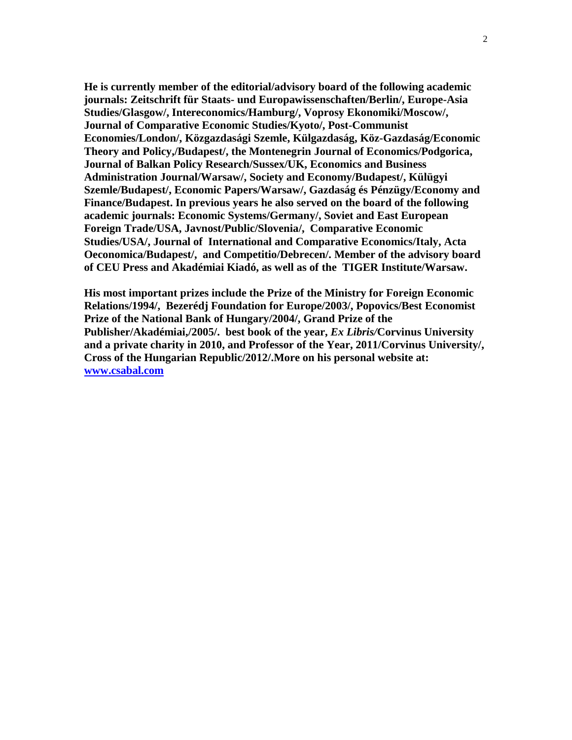**He is currently member of the editorial/advisory board of the following academic journals: Zeitschrift für Staats- und Europawissenschaften/Berlin/, Europe-Asia Studies/Glasgow/, Intereconomics/Hamburg/, Voprosy Ekonomiki/Moscow/, Journal of Comparative Economic Studies/Kyoto/, Post-Communist Economies/London/, Közgazdasági Szemle, Külgazdaság, Köz-Gazdaság/Economic Theory and Policy,/Budapest/, the Montenegrin Journal of Economics/Podgorica, Journal of Balkan Policy Research/Sussex/UK, Economics and Business Administration Journal/Warsaw/, Society and Economy/Budapest/, Külügyi Szemle/Budapest/, Economic Papers/Warsaw/, Gazdaság és Pénzügy/Economy and Finance/Budapest. In previous years he also served on the board of the following academic journals: Economic Systems/Germany/, Soviet and East European Foreign Trade/USA, Javnost/Public/Slovenia/, Comparative Economic Studies/USA/, Journal of International and Comparative Economics/Italy, Acta Oeconomica/Budapest/, and Competitio/Debrecen/. Member of the advisory board of CEU Press and Akadémiai Kiadó, as well as of the TIGER Institute/Warsaw.**

**His most important prizes include the Prize of the Ministry for Foreign Economic Relations/1994/, Bezerédj Foundation for Europe/2003/, Popovics/Best Economist Prize of the National Bank of Hungary/2004/, Grand Prize of the Publisher/Akadémiai,/2005/. best book of the year, *Ex Libris/*Corvinus University and a private charity in 2010, and Professor of the Year, 2011/Corvinus University/, Cross of the Hungarian Republic/2012/.More on his personal website at: [www.csabal.com](http://www.csabal.com)**